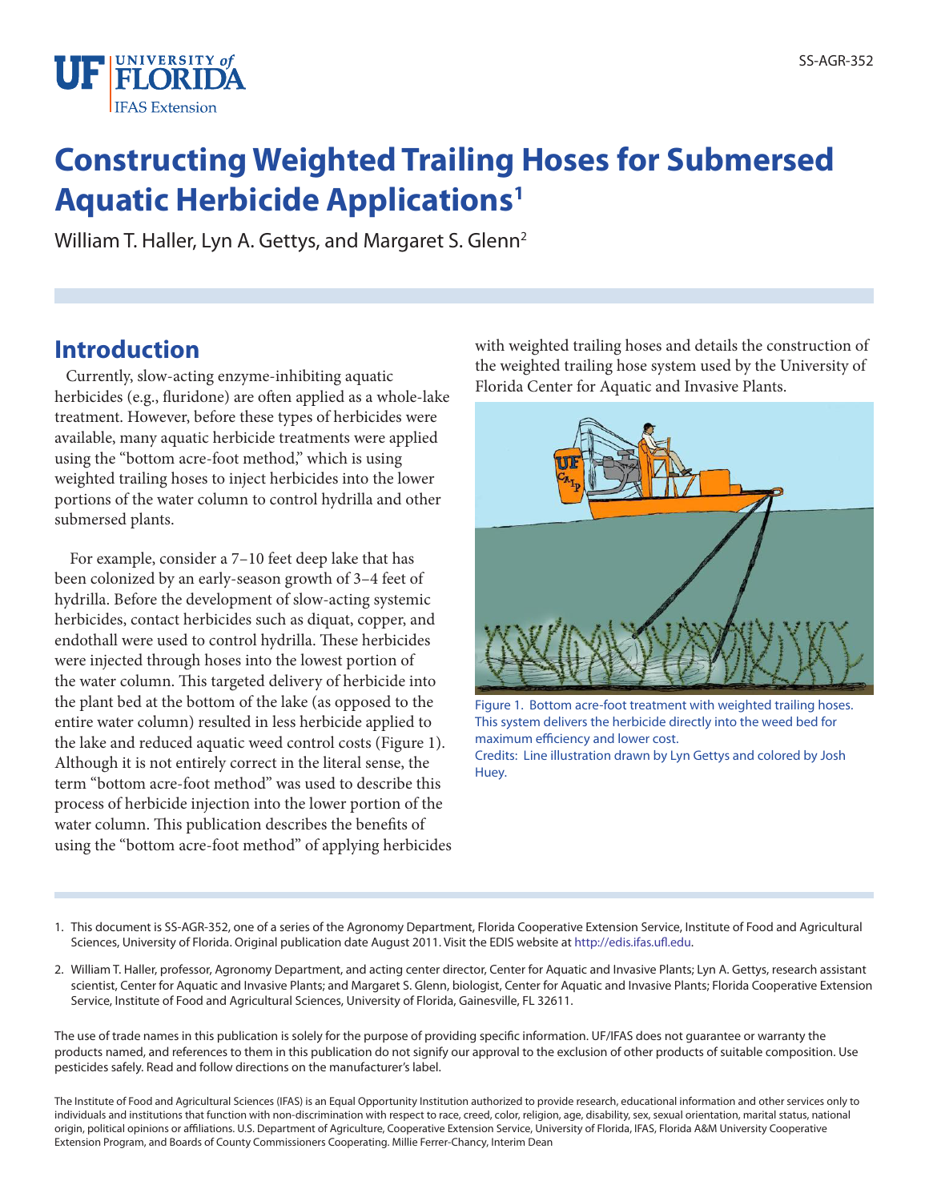# Constructing Weighted Trailing Hoses for Submersed Aquatic Herbicide Applications[1]

William T. Haller, Lyn A. Gettys, and Margaret S. Glenn[2]

## Introduction

Currently, slow-acting enzyme-inhibiting aquatic herbicides (e.g., fluridone) are often applied as a whole-lake treatment. However, before these types of herbicides were available, many aquatic herbicide treatments were applied using the "bottom acre-foot method," which is using weighted trailing hoses to inject herbicides into the lower portions of the water column to control hydrilla and other submersed plants.

For example, consider a 7–10 feet deep lake that has been colonized by an early-season growth of 3–4 feet of hydrilla. Before the development of slow-acting systemic herbicides, contact herbicides such as diquat, copper, and endothall were used to control hydrilla. These herbicides were injected through hoses into the lowest portion of the water column. This targeted delivery of herbicide into the plant bed at the bottom of the lake (as opposed to the entire water column) resulted in less herbicide applied to the lake and reduced aquatic weed control costs (Figure 1). Although it is not entirely correct in the literal sense, the term "bottom acre-foot method" was used to describe this process of herbicide injection into the lower portion of the water column. This publication describes the benefits of using the "bottom acre-foot method" of applying herbicides with weighted trailing hoses and details the construction of the weighted trailing hose system used by the University of Florida Center for Aquatic and Invasive Plants.

Figure 1. Bottom acre-foot treatment with weighted trailing hoses. This system delivers the herbicide directly into the weed bed for maximum efficiency and lower cost.
Credits: Line illustration drawn by Lyn Gettys and colored by Josh Huey.

---

1. This document is SS-AGR-352, one of a series of the Agronomy Department, Florida Cooperative Extension Service, Institute of Food and Agricultural Sciences, University of Florida. Original publication date August 2011. Visit the EDIS website at http://edis.ifas.ufl.edu.

2. William T. Haller, professor, Agronomy Department, and acting center director, Center for Aquatic and Invasive Plants; Lyn A. Gettys, research assistant scientist, Center for Aquatic and Invasive Plants; and Margaret S. Glenn, biologist, Center for Aquatic and Invasive Plants; Florida Cooperative Extension Service, Institute of Food and Agricultural Sciences, University of Florida, Gainesville, FL 32611.

The use of trade names in this publication is solely for the purpose of providing specific information. UF/IFAS does not guarantee or warranty the products named, and references to them in this publication do not signify our approval to the exclusion of other products of suitable composition. Use pesticides safely. Read and follow directions on the manufacturer's label.

The Institute of Food and Agricultural Sciences (IFAS) is an Equal Opportunity Institution authorized to provide research, educational information and other services only to individuals and institutions that function with non-discrimination with respect to race, creed, color, religion, age, disability, sex, sexual orientation, marital status, national origin, political opinions or affiliations. U.S. Department of Agriculture, Cooperative Extension Service, University of Florida, IFAS, Florida A&M University Cooperative Extension Program, and Boards of County Commissioners Cooperating. Millie Ferrer-Chancy, Interim Dean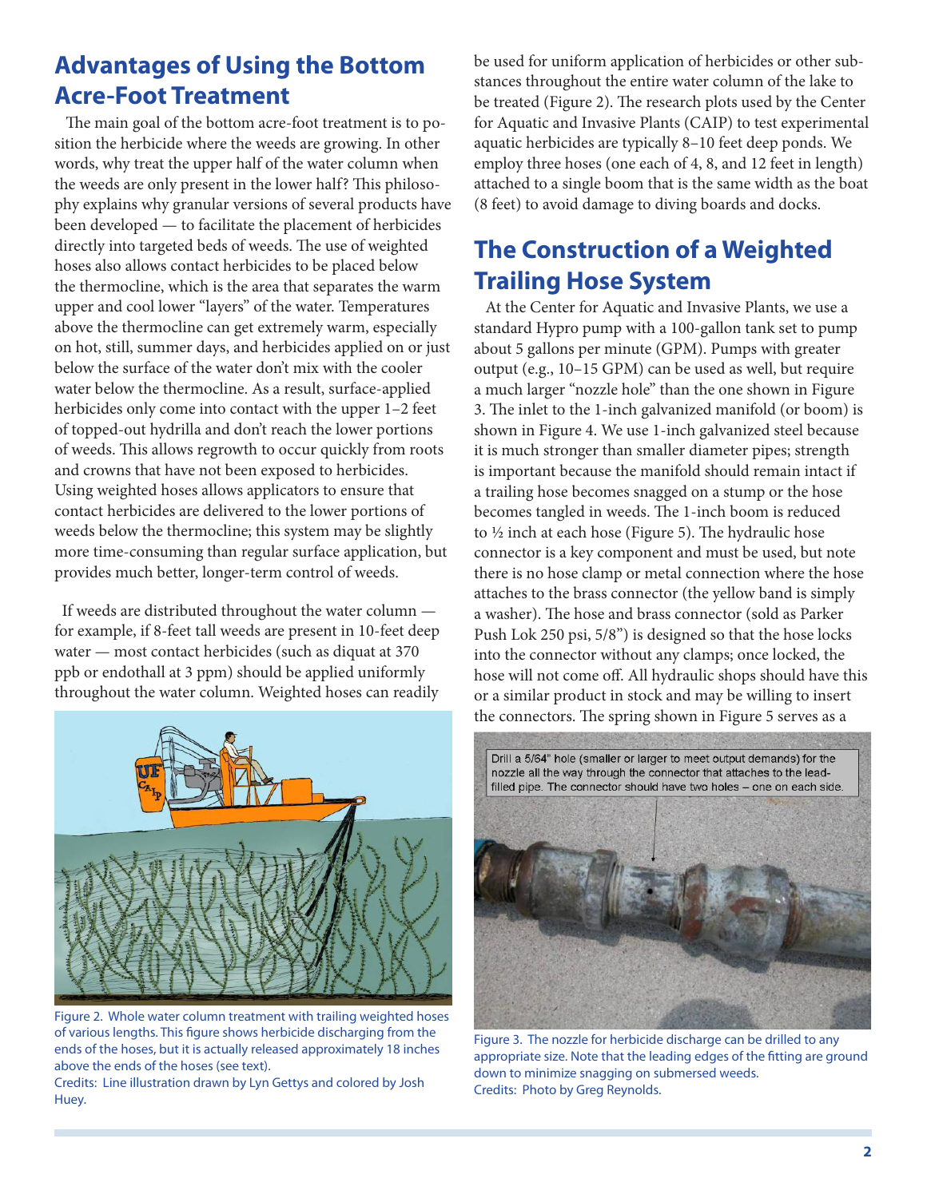## Advantages of Using the Bottom Acre-Foot Treatment

The main goal of the bottom acre-foot treatment is to position the herbicide where the weeds are growing. In other words, why treat the upper half of the water column when the weeds are only present in the lower half? This philosophy explains why granular versions of several products have been developed — to facilitate the placement of herbicides directly into targeted beds of weeds. The use of weighted hoses also allows contact herbicides to be placed below the thermocline, which is the area that separates the warm upper and cool lower "layers" of the water. Temperatures above the thermocline can get extremely warm, especially on hot, still, summer days, and herbicides applied on or just below the surface of the water don't mix with the cooler water below the thermocline. As a result, surface-applied herbicides only come into contact with the upper 1–2 feet of topped-out hydrilla and don't reach the lower portions of weeds. This allows regrowth to occur quickly from roots and crowns that have not been exposed to herbicides. Using weighted hoses allows applicators to ensure that contact herbicides are delivered to the lower portions of weeds below the thermocline; this system may be slightly more time-consuming than regular surface application, but provides much better, longer-term control of weeds.

If weeds are distributed throughout the water column — for example, if 8-feet tall weeds are present in 10-feet deep water — most contact herbicides (such as diquat at 370 ppb or endothall at 3 ppm) should be applied uniformly throughout the water column. Weighted hoses can readily be used for uniform application of herbicides or other substances throughout the entire water column of the lake to be treated (Figure 2). The research plots used by the Center for Aquatic and Invasive Plants (CAIP) to test experimental aquatic herbicides are typically 8–10 feet deep ponds. We employ three hoses (one each of 4, 8, and 12 feet in length) attached to a single boom that is the same width as the boat (8 feet) to avoid damage to diving boards and docks.

Figure 2. Whole water column treatment with trailing weighted hoses of various lengths. This figure shows herbicide discharging from the ends of the hoses, but it is actually released approximately 18 inches above the ends of the hoses (see text).
Credits: Line illustration drawn by Lyn Gettys and colored by Josh Huey.

## The Construction of a Weighted Trailing Hose System

At the Center for Aquatic and Invasive Plants, we use a standard Hypro pump with a 100-gallon tank set to pump about 5 gallons per minute (GPM). Pumps with greater output (e.g., 10–15 GPM) can be used as well, but require a much larger "nozzle hole" than the one shown in Figure 3. The inlet to the 1-inch galvanized manifold (or boom) is shown in Figure 4. We use 1-inch galvanized steel because it is much stronger than smaller diameter pipes; strength is important because the manifold should remain intact if a trailing hose becomes snagged on a stump or the hose becomes tangled in weeds. The 1-inch boom is reduced to ½ inch at each hose (Figure 5). The hydraulic hose connector is a key component and must be used, but note there is no hose clamp or metal connection where the hose attaches to the brass connector (the yellow band is simply a washer). The hose and brass connector (sold as Parker Push Lok 250 psi, 5/8") is designed so that the hose locks into the connector without any clamps; once locked, the hose will not come off. All hydraulic shops should have this or a similar product in stock and may be willing to insert the connectors. The spring shown in Figure 5 serves as a

Drill a 5/64" hole (smaller or larger to meet output demands) for the nozzle all the way through the connector that attaches to the lead-filled pipe. The connector should have two holes – one on each side.

Figure 3. The nozzle for herbicide discharge can be drilled to any appropriate size. Note that the leading edges of the fitting are ground down to minimize snagging on submersed weeds.
Credits: Photo by Greg Reynolds.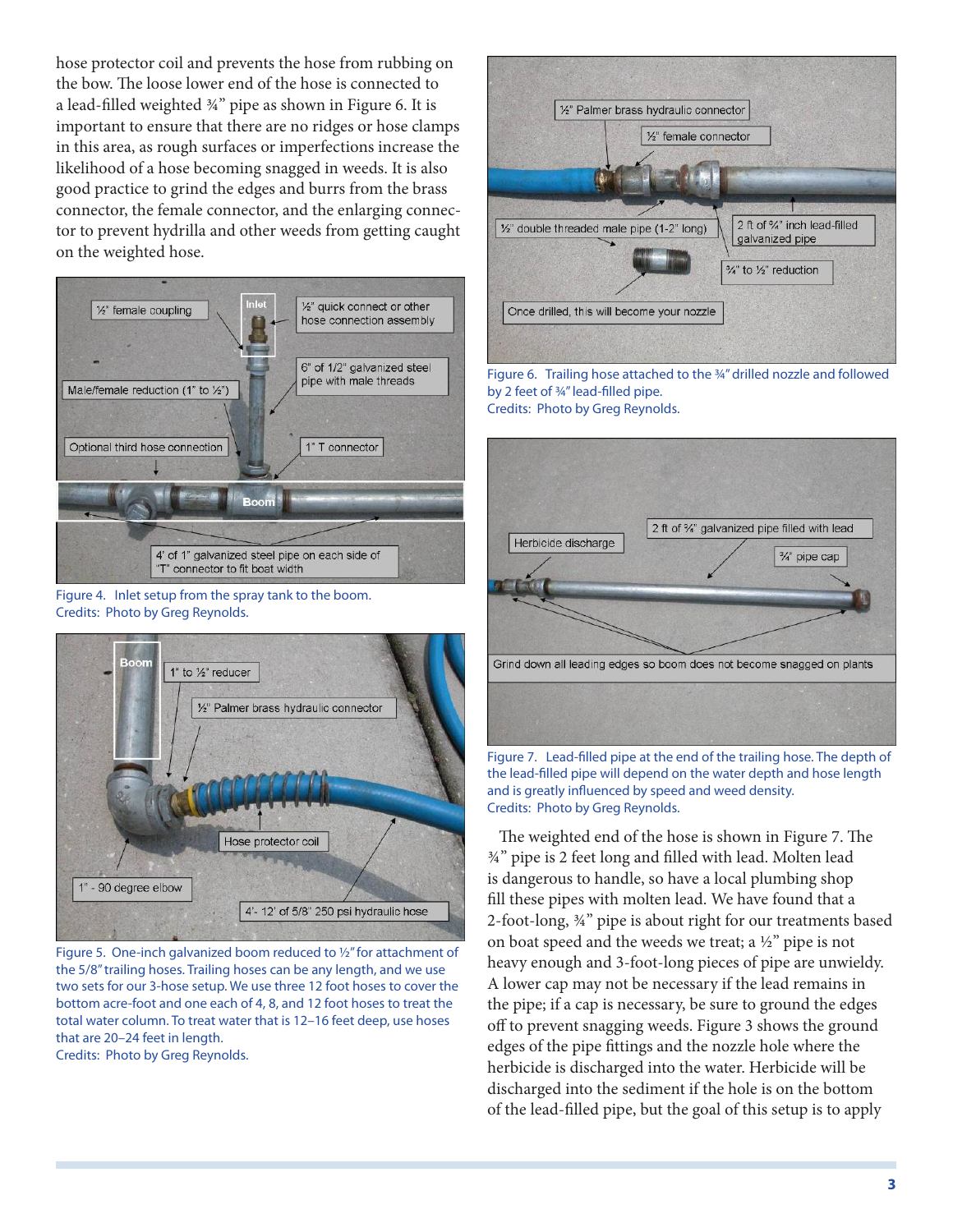hose protector coil and prevents the hose from rubbing on the bow. The loose lower end of the hose is connected to a lead-filled weighted ¾" pipe as shown in Figure 6. It is important to ensure that there are no ridges or hose clamps in this area, as rough surfaces or imperfections increase the likelihood of a hose becoming snagged in weeds. It is also good practice to grind the edges and burrs from the brass connector, the female connector, and the enlarging connector to prevent hydrilla and other weeds from getting caught on the weighted hose.

Figure 4. Inlet setup from the spray tank to the boom.
Credits: Photo by Greg Reynolds.

Figure 5. One-inch galvanized boom reduced to ½" for attachment of the 5/8" trailing hoses. Trailing hoses can be any length, and we use two sets for our 3-hose setup. We use three 12 foot hoses to cover the bottom acre-foot and one each of 4, 8, and 12 foot hoses to treat the total water column. To treat water that is 12–16 feet deep, use hoses that are 20–24 feet in length.
Credits: Photo by Greg Reynolds.

Figure 6. Trailing hose attached to the ¾" drilled nozzle and followed by 2 feet of ¾" lead-filled pipe.
Credits: Photo by Greg Reynolds.

Figure 7. Lead-filled pipe at the end of the trailing hose. The depth of the lead-filled pipe will depend on the water depth and hose length and is greatly influenced by speed and weed density.
Credits: Photo by Greg Reynolds.

The weighted end of the hose is shown in Figure 7. The ¾" pipe is 2 feet long and filled with lead. Molten lead is dangerous to handle, so have a local plumbing shop fill these pipes with molten lead. We have found that a 2-foot-long, ¾" pipe is about right for our treatments based on boat speed and the weeds we treat; a ½" pipe is not heavy enough and 3-foot-long pieces of pipe are unwieldy. A lower cap may not be necessary if the lead remains in the pipe; if a cap is necessary, be sure to ground the edges off to prevent snagging weeds. Figure 3 shows the ground edges of the pipe fittings and the nozzle hole where the herbicide is discharged into the water. Herbicide will be discharged into the sediment if the hole is on the bottom of the lead-filled pipe, but the goal of this setup is to apply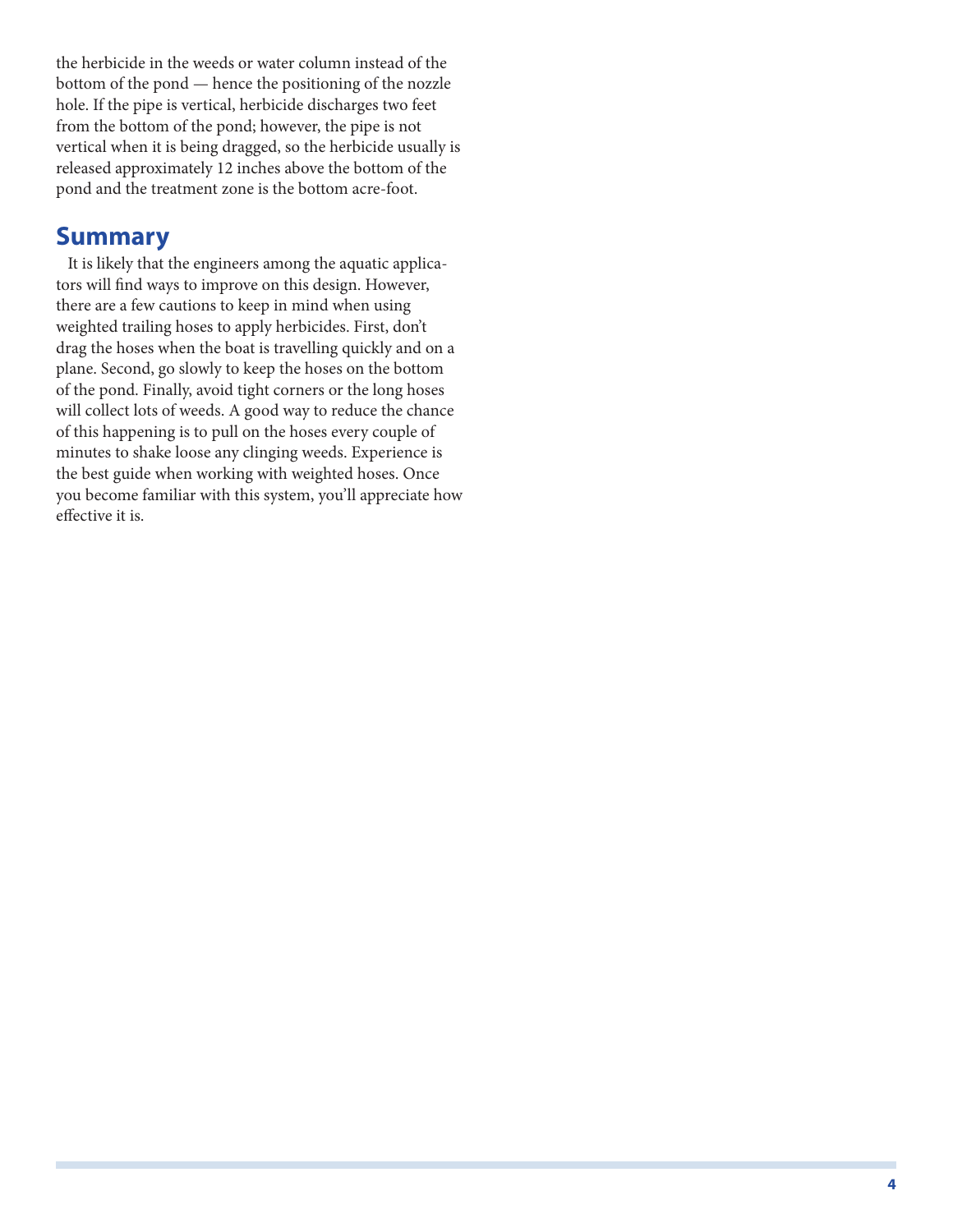the herbicide in the weeds or water column instead of the bottom of the pond — hence the positioning of the nozzle hole. If the pipe is vertical, herbicide discharges two feet from the bottom of the pond; however, the pipe is not vertical when it is being dragged, so the herbicide usually is released approximately 12 inches above the bottom of the pond and the treatment zone is the bottom acre-foot.

## Summary

It is likely that the engineers among the aquatic applicators will find ways to improve on this design. However, there are a few cautions to keep in mind when using weighted trailing hoses to apply herbicides. First, don't drag the hoses when the boat is travelling quickly and on a plane. Second, go slowly to keep the hoses on the bottom of the pond. Finally, avoid tight corners or the long hoses will collect lots of weeds. A good way to reduce the chance of this happening is to pull on the hoses every couple of minutes to shake loose any clinging weeds. Experience is the best guide when working with weighted hoses. Once you become familiar with this system, you'll appreciate how effective it is.